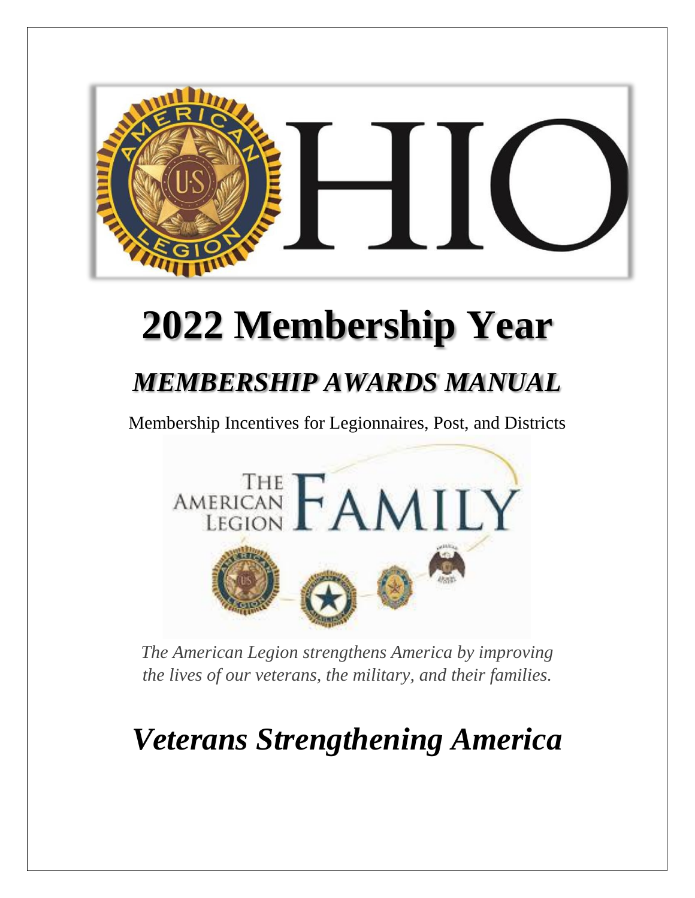# 2022 Membership Year

## *MEMBERSHIP AWARDS MANUAL*

Membership Incentives for Legionnaires, Post, and Districts

*The American Legion strengthens America by improving the lives of our veterans, the military, and their families.*

# *Veterans Strengthening America*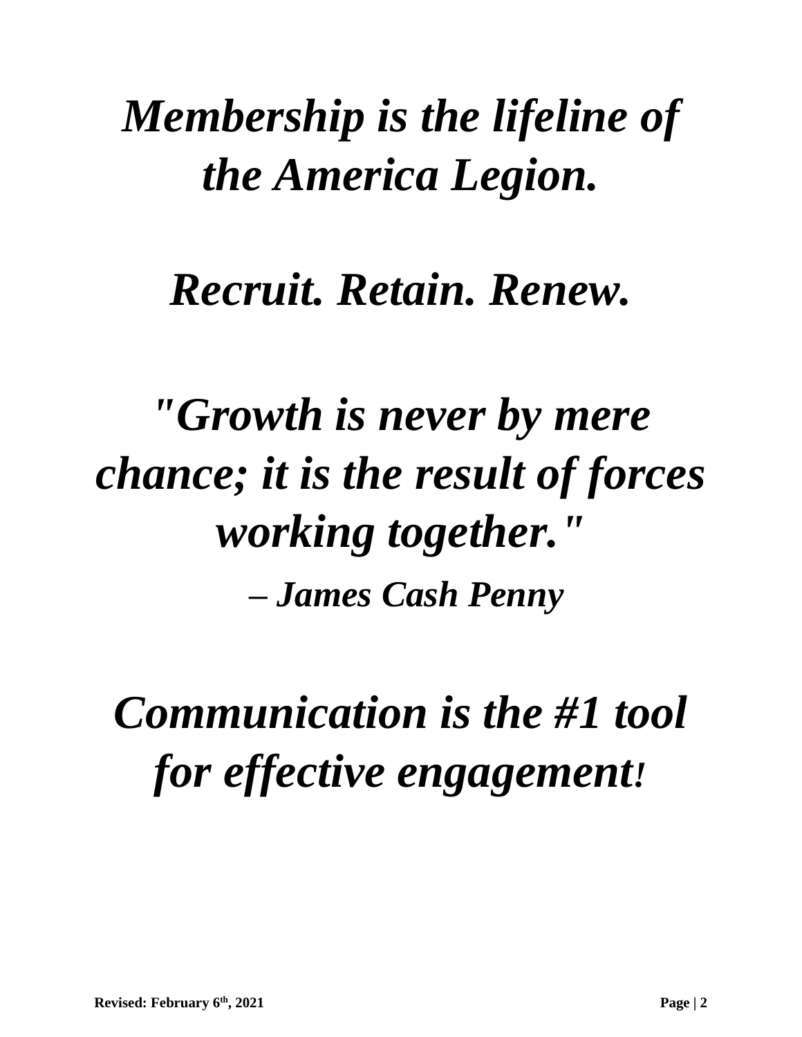***Membership is the lifeline of the America Legion.***

***Recruit. Retain. Renew.***

***"Growth is never by mere chance; it is the result of forces working together."***

***– James Cash Penny***

***Communication is the #1 tool for effective engagement!***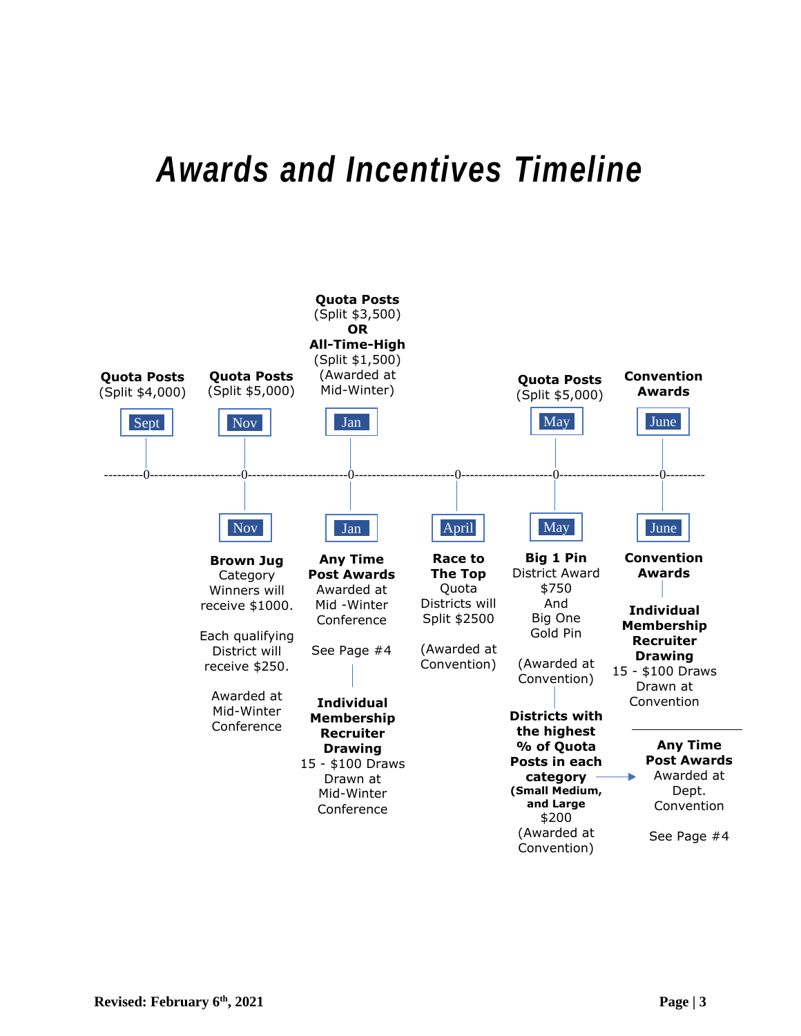# *Awards and Incentives Timeline*

## Above the timeline

**Sept**
**Quota Posts**
(Split $4,000)

**Nov**
**Quota Posts**
(Split $5,000)

**Jan**
**Quota Posts**
(Split $3,500)
**OR**
**All-Time-High**
(Split $1,500)
(Awarded at Mid-Winter)

**May**
**Quota Posts**
(Split $5,000)

**June**
**Convention Awards**

## Below the timeline

**Nov**

**Brown Jug** Category Winners will receive $1000.

Each qualifying District will receive $250.

Awarded at Mid-Winter Conference

**Jan**

**Any Time Post Awards** Awarded at Mid -Winter Conference

See Page #4

**Individual Membership Recruiter Drawing**
15 - $100 Draws Drawn at Mid-Winter Conference

**April**

**Race to The Top** Quota Districts will Split $2500

(Awarded at Convention)

**May**

**Big 1 Pin** District Award $750 And Big One Gold Pin

(Awarded at Convention)

**Districts with the highest % of Quota Posts in each category**
**(Small Medium, and Large**
$200
(Awarded at Convention)

**June**

**Convention Awards**

**Individual Membership Recruiter Drawing**
15 - $100 Draws Drawn at Convention

**Any Time Post Awards** Awarded at Dept. Convention

See Page #4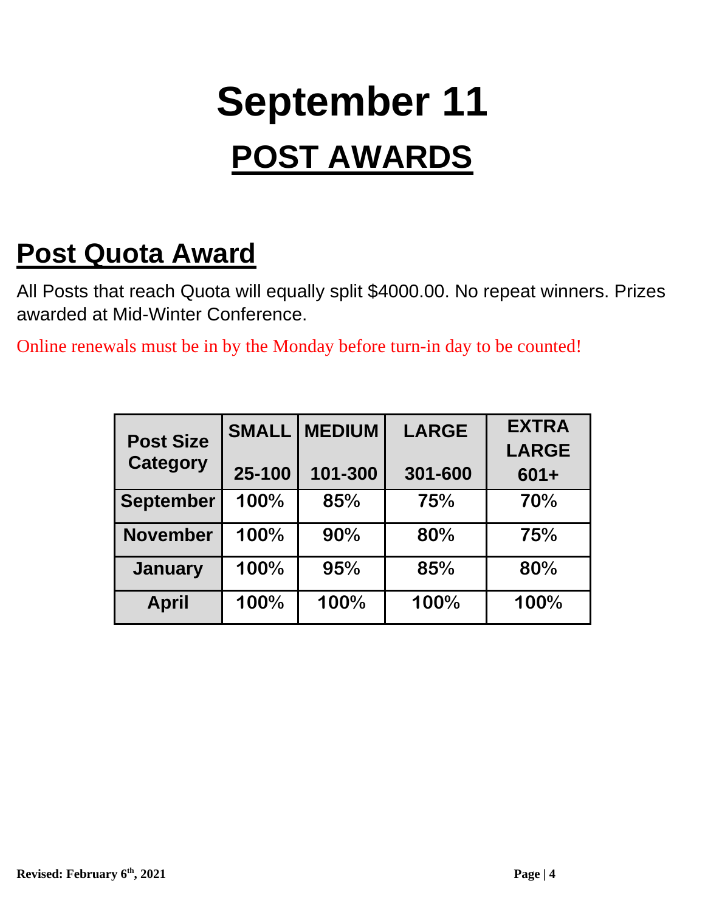# September 11

## POST AWARDS

## Post Quota Award

All Posts that reach Quota will equally split $4000.00. No repeat winners. Prizes awarded at Mid-Winter Conference.

Online renewals must be in by the Monday before turn-in day to be counted!

| Post Size Category | SMALL 25-100 | MEDIUM 101-300 | LARGE 301-600 | EXTRA LARGE 601+ |
|---|---|---|---|---|
| September | 100% | 85% | 75% | 70% |
| November | 100% | 90% | 80% | 75% |
| January | 100% | 95% | 85% | 80% |
| April | 100% | 100% | 100% | 100% |

Revised: February 6th, 2021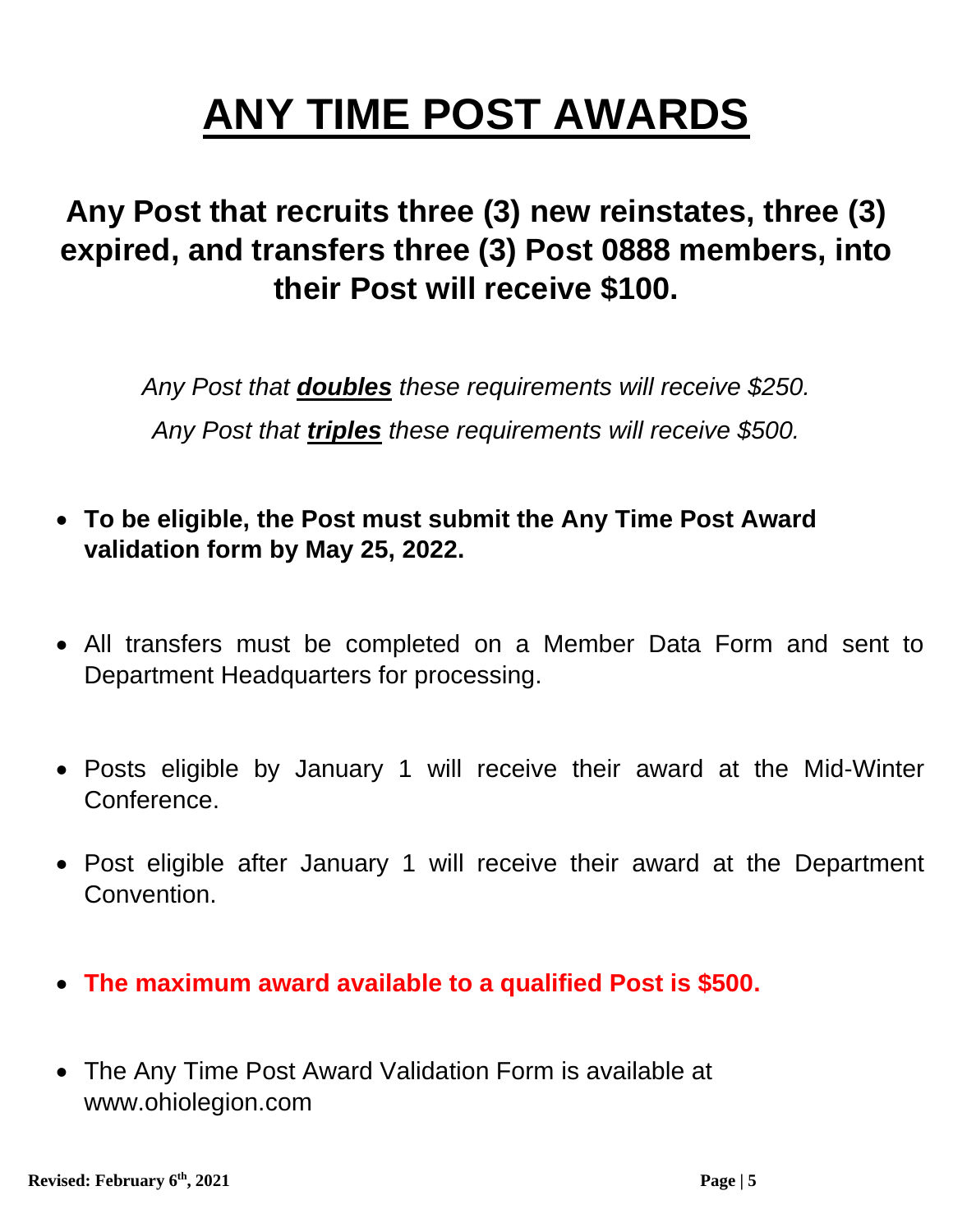# ANY TIME POST AWARDS

## Any Post that recruits three (3) new reinstates, three (3) expired, and transfers three (3) Post 0888 members, into their Post will receive $100.

*Any Post that **doubles** these requirements will receive $250.*

*Any Post that **triples** these requirements will receive $500.*

- **To be eligible, the Post must submit the Any Time Post Award validation form by May 25, 2022.**
- All transfers must be completed on a Member Data Form and sent to Department Headquarters for processing.
- Posts eligible by January 1 will receive their award at the Mid-Winter Conference.
- Post eligible after January 1 will receive their award at the Department Convention.
- **The maximum award available to a qualified Post is $500.**
- The Any Time Post Award Validation Form is available at www.ohiolegion.com

**Revised: February 6th, 2021**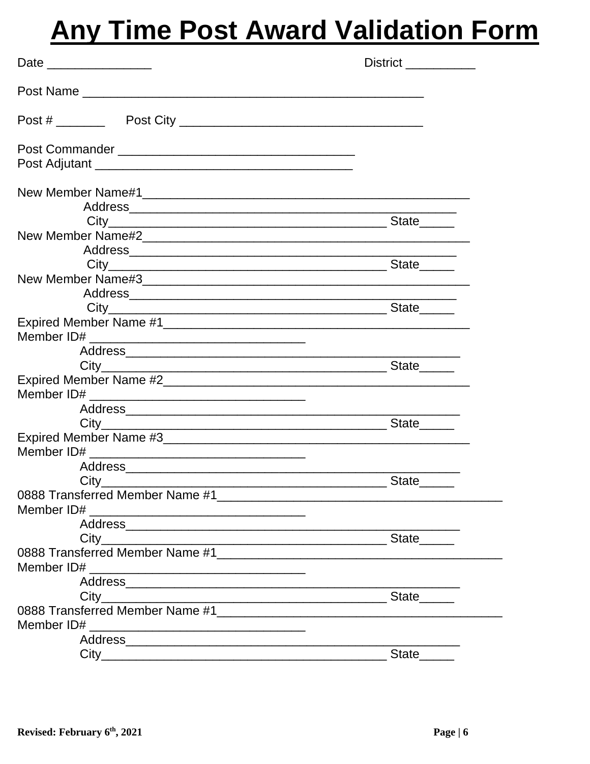# Any Time Post Award Validation Form

Date _______________ District __________

Post Name _____________________________________________________

Post # _______ Post City ___________________________________

Post Commander ___________________________________
Post Adjutant _____________________________________

New Member Name#1_______________________________________________
Address_______________________________________________
City________________________________________ State_____
New Member Name#2_______________________________________________
Address_______________________________________________
City________________________________________ State_____
New Member Name#3_______________________________________________
Address_______________________________________________
City________________________________________ State_____
Expired Member Name #1____________________________________________
Member ID# ______________________________
Address_______________________________________________
City________________________________________ State_____
Expired Member Name #2____________________________________________
Member ID# ______________________________
Address_______________________________________________
City________________________________________ State_____
Expired Member Name #3____________________________________________
Member ID# ______________________________
Address_______________________________________________
City________________________________________ State_____
0888 Transferred Member Name #1_________________________________________
Member ID# ______________________________
Address_______________________________________________
City________________________________________ State_____
0888 Transferred Member Name #1_________________________________________
Member ID# ______________________________
Address_______________________________________________
City________________________________________ State_____
0888 Transferred Member Name #1_________________________________________
Member ID# ______________________________
Address_______________________________________________
City________________________________________ State_____

**Revised: February 6th, 2021**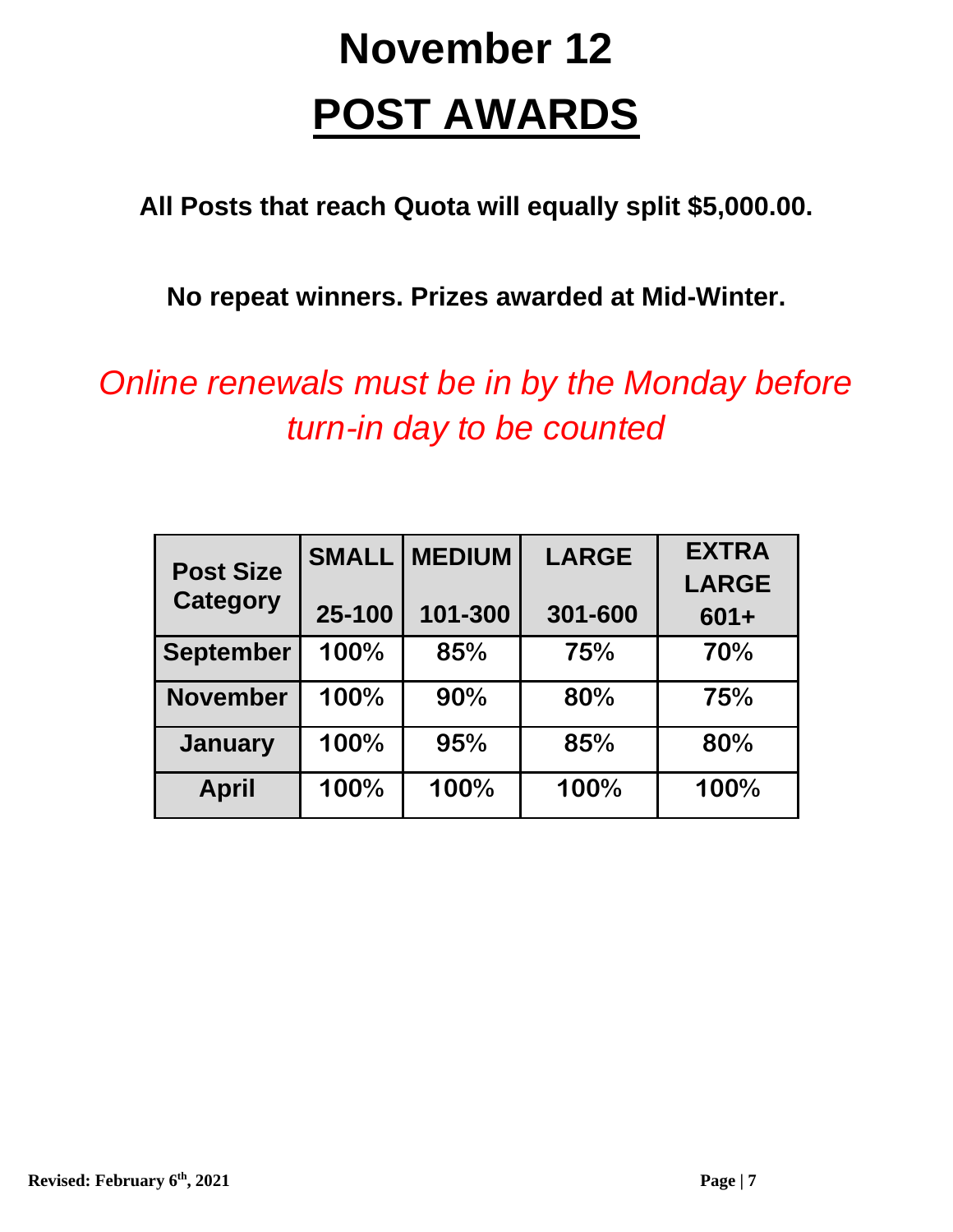# November 12

# POST AWARDS

**All Posts that reach Quota will equally split $5,000.00.**

**No repeat winners. Prizes awarded at Mid-Winter.**

*Online renewals must be in by the Monday before turn-in day to be counted*

| Post Size Category | SMALL 25-100 | MEDIUM 101-300 | LARGE 301-600 | EXTRA LARGE 601+ |
|---|---|---|---|---|
| **September** | 100% | 85% | 75% | 70% |
| **November** | 100% | 90% | 80% | 75% |
| **January** | 100% | 95% | 85% | 80% |
| **April** | 100% | 100% | 100% | 100% |

**Revised: February 6th, 2021**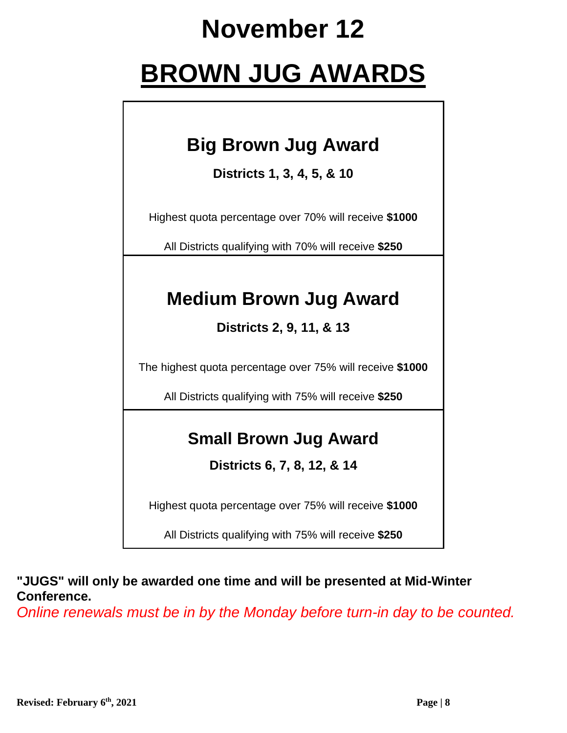# November 12

# BROWN JUG AWARDS

## Big Brown Jug Award

**Districts 1, 3, 4, 5, & 10**

Highest quota percentage over 70% will receive **$1000**

All Districts qualifying with 70% will receive **$250**

## Medium Brown Jug Award

**Districts 2, 9, 11, & 13**

The highest quota percentage over 75% will receive **$1000**

All Districts qualifying with 75% will receive **$250**

## Small Brown Jug Award

**Districts 6, 7, 8, 12, & 14**

Highest quota percentage over 75% will receive **$1000**

All Districts qualifying with 75% will receive **$250**

**"JUGS" will only be awarded one time and will be presented at Mid-Winter Conference.**

*Online renewals must be in by the Monday before turn-in day to be counted.*

**Revised: February 6th, 2021**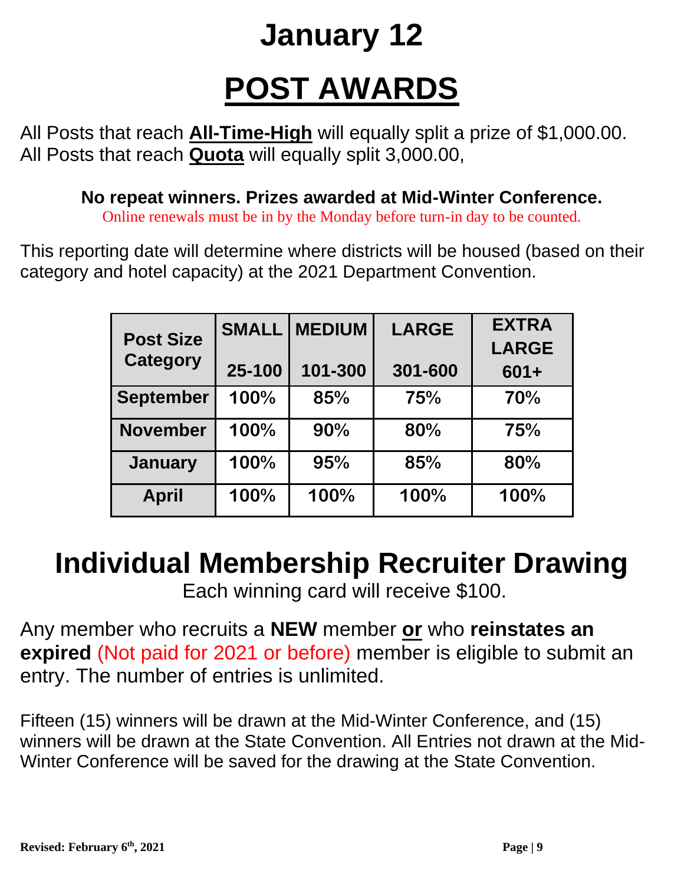# January 12

# POST AWARDS

All Posts that reach **All-Time-High** will equally split a prize of $1,000.00.
All Posts that reach **Quota** will equally split 3,000.00,

**No repeat winners. Prizes awarded at Mid-Winter Conference.**

Online renewals must be in by the Monday before turn-in day to be counted.

This reporting date will determine where districts will be housed (based on their category and hotel capacity) at the 2021 Department Convention.

| Post Size Category | SMALL 25-100 | MEDIUM 101-300 | LARGE 301-600 | EXTRA LARGE 601+ |
|---|---|---|---|---|
| **September** | **100%** | **85%** | **75%** | **70%** |
| **November** | **100%** | **90%** | **80%** | **75%** |
| **January** | **100%** | **95%** | **85%** | **80%** |
| **April** | **100%** | **100%** | **100%** | **100%** |

# Individual Membership Recruiter Drawing

Each winning card will receive $100.

Any member who recruits a **NEW** member **or** who **reinstates an expired** (Not paid for 2021 or before) member is eligible to submit an entry. The number of entries is unlimited.

Fifteen (15) winners will be drawn at the Mid-Winter Conference, and (15) winners will be drawn at the State Convention. All Entries not drawn at the Mid-Winter Conference will be saved for the drawing at the State Convention.

**Revised: February 6th, 2021**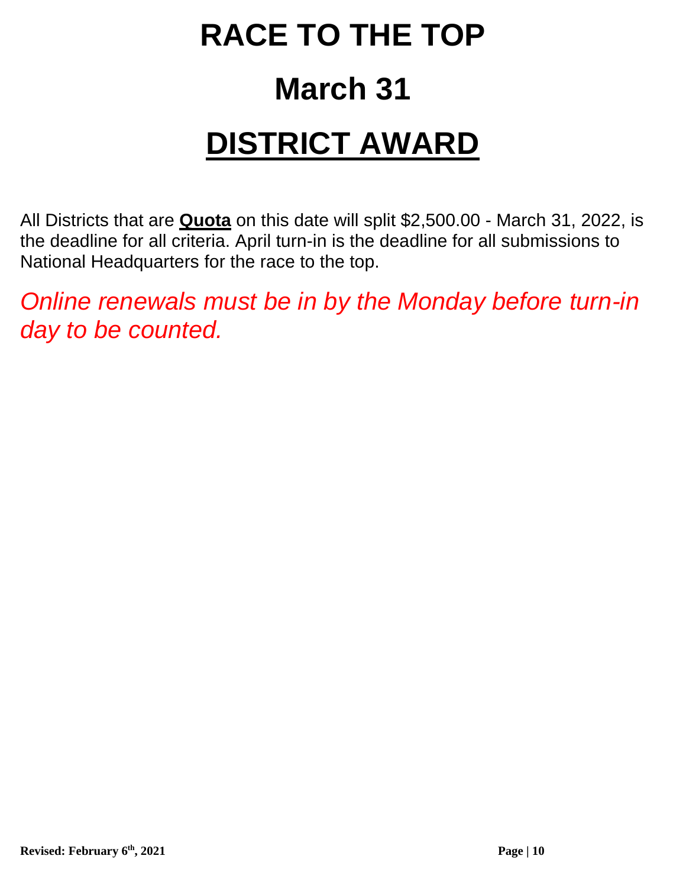# RACE TO THE TOP

# March 31

# DISTRICT AWARD

All Districts that are **Quota** on this date will split $2,500.00 - March 31, 2022, is the deadline for all criteria. April turn-in is the deadline for all submissions to National Headquarters for the race to the top.

*Online renewals must be in by the Monday before turn-in day to be counted.*

**Revised: February 6th, 2021**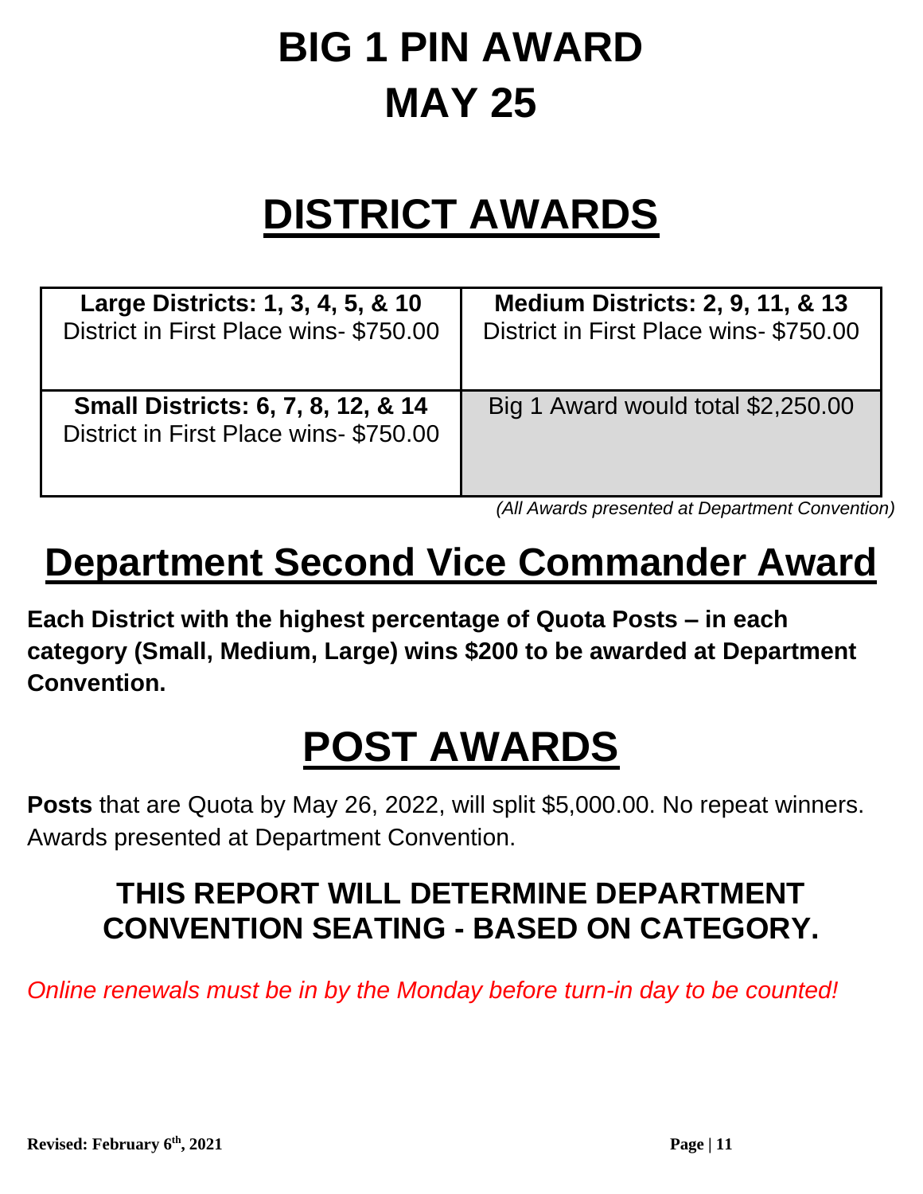# BIG 1 PIN AWARD
# MAY 25

# DISTRICT AWARDS

| **Large Districts: 1, 3, 4, 5, & 10** District in First Place wins- $750.00 | **Medium Districts: 2, 9, 11, & 13** District in First Place wins- $750.00 |
|---|---|
| **Small Districts: 6, 7, 8, 12, & 14** District in First Place wins- $750.00 | Big 1 Award would total $2,250.00 |

*(All Awards presented at Department Convention)*

# Department Second Vice Commander Award

**Each District with the highest percentage of Quota Posts – in each category (Small, Medium, Large) wins $200 to be awarded at Department Convention.**

# POST AWARDS

**Posts** that are Quota by May 26, 2022, will split $5,000.00. No repeat winners. Awards presented at Department Convention.

## THIS REPORT WILL DETERMINE DEPARTMENT CONVENTION SEATING - BASED ON CATEGORY.

*Online renewals must be in by the Monday before turn-in day to be counted!*

**Revised: February 6th, 2021**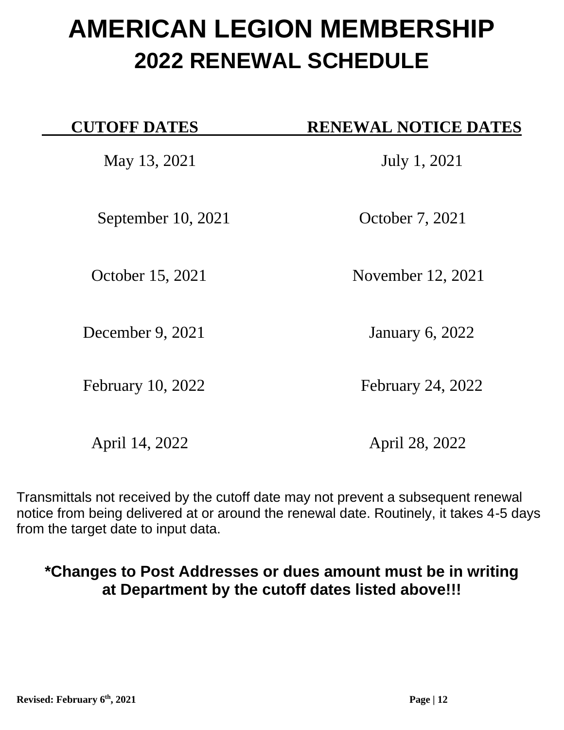# AMERICAN LEGION MEMBERSHIP

## 2022 RENEWAL SCHEDULE

| CUTOFF DATES | RENEWAL NOTICE DATES |
| --- | --- |
| May 13, 2021 | July 1, 2021 |
| September 10, 2021 | October 7, 2021 |
| October 15, 2021 | November 12, 2021 |
| December 9, 2021 | January 6, 2022 |
| February 10, 2022 | February 24, 2022 |
| April 14, 2022 | April 28, 2022 |

Transmittals not received by the cutoff date may not prevent a subsequent renewal notice from being delivered at or around the renewal date. Routinely, it takes 4-5 days from the target date to input data.

**\*Changes to Post Addresses or dues amount must be in writing at Department by the cutoff dates listed above!!!**

**Revised: February 6th, 2021**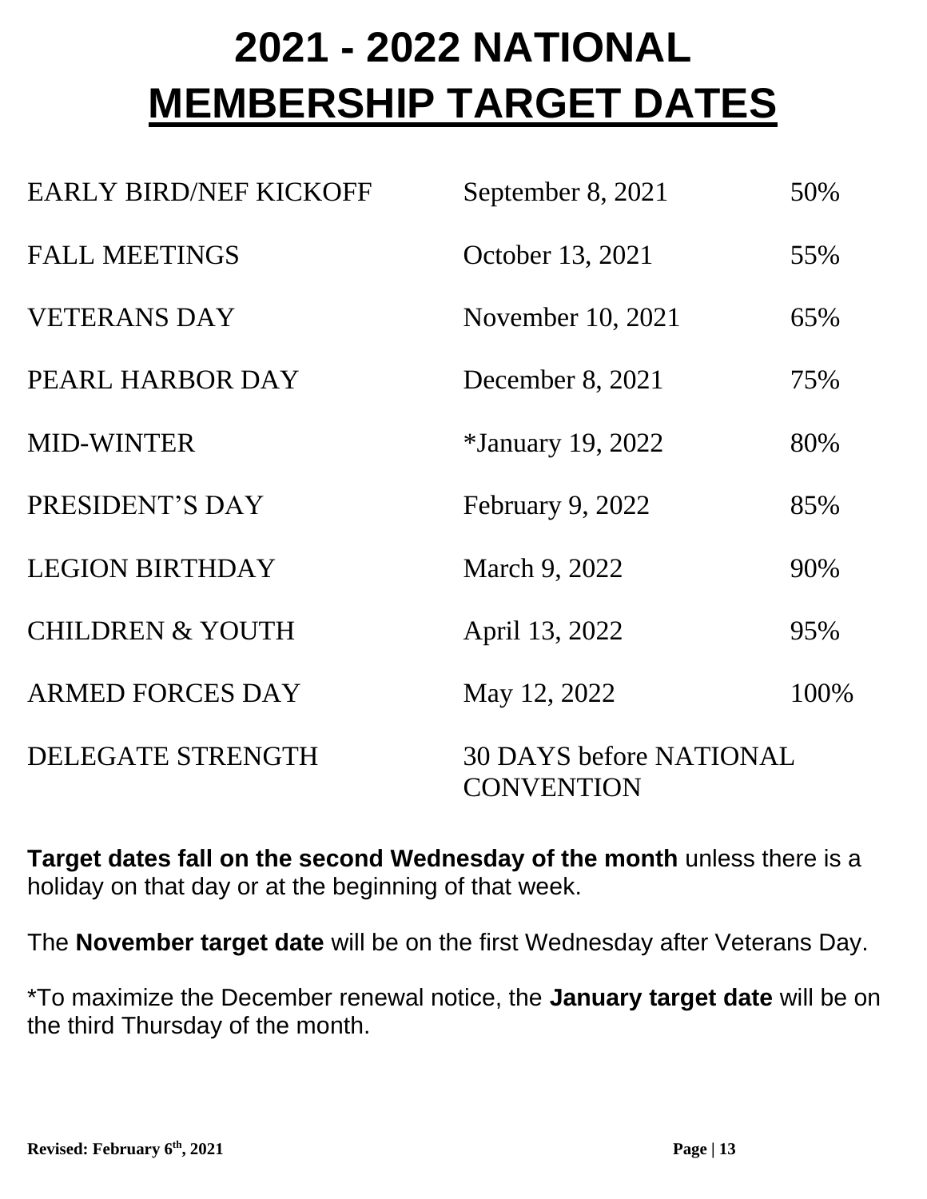# 2021 - 2022 NATIONAL
# MEMBERSHIP TARGET DATES

| | | |
|---|---|---|
| EARLY BIRD/NEF KICKOFF | September 8, 2021 | 50% |
| FALL MEETINGS | October 13, 2021 | 55% |
| VETERANS DAY | November 10, 2021 | 65% |
| PEARL HARBOR DAY | December 8, 2021 | 75% |
| MID-WINTER | *January 19, 2022 | 80% |
| PRESIDENT'S DAY | February 9, 2022 | 85% |
| LEGION BIRTHDAY | March 9, 2022 | 90% |
| CHILDREN & YOUTH | April 13, 2022 | 95% |
| ARMED FORCES DAY | May 12, 2022 | 100% |
| DELEGATE STRENGTH | 30 DAYS before NATIONAL CONVENTION | |

**Target dates fall on the second Wednesday of the month** unless there is a holiday on that day or at the beginning of that week.

The **November target date** will be on the first Wednesday after Veterans Day.

*To maximize the December renewal notice, the **January target date** will be on the third Thursday of the month.

**Revised: February 6th, 2021**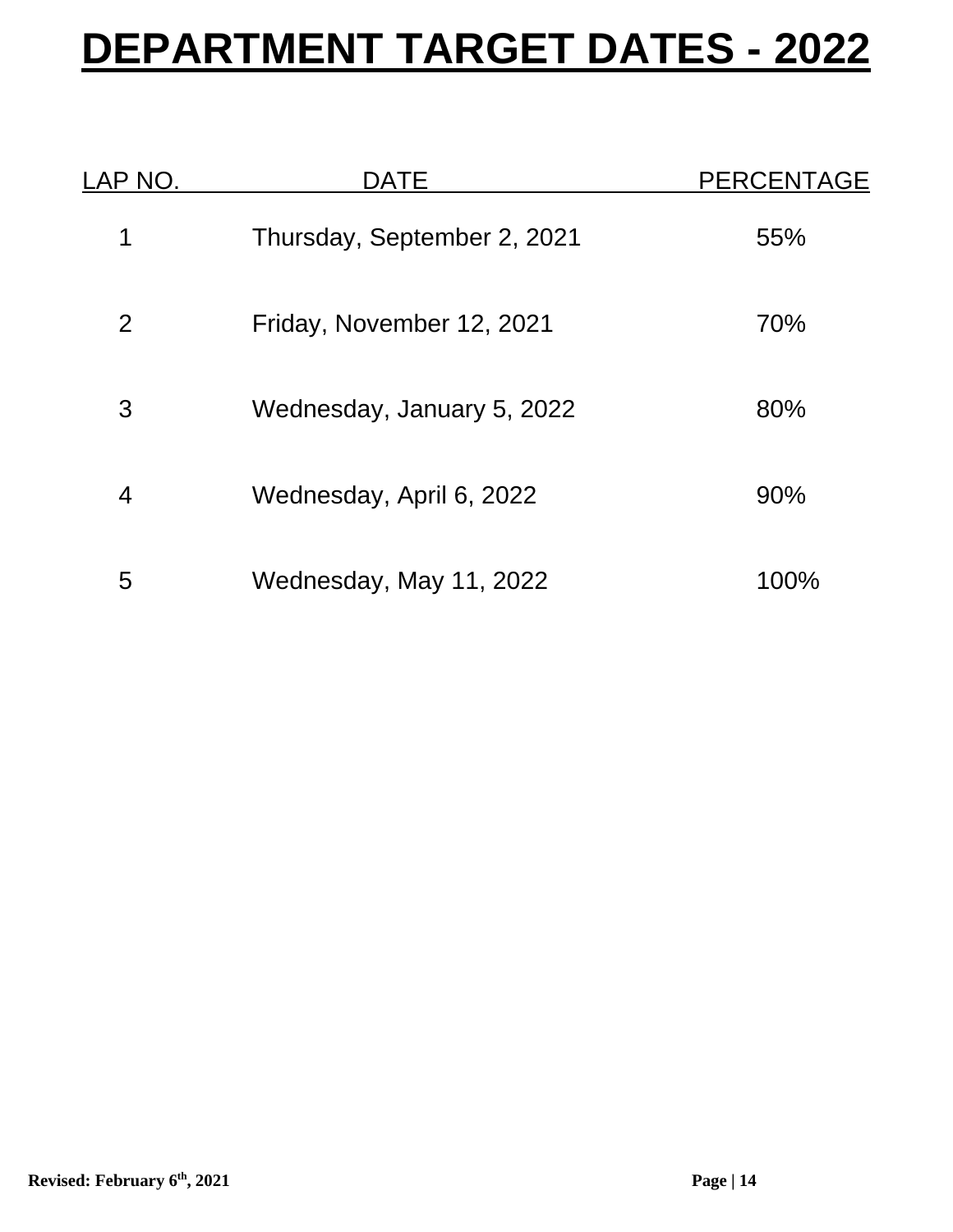# DEPARTMENT TARGET DATES - 2022

| LAP NO. | DATE | PERCENTAGE |
|---|---|---|
| 1 | Thursday, September 2, 2021 | 55% |
| 2 | Friday, November 12, 2021 | 70% |
| 3 | Wednesday, January 5, 2022 | 80% |
| 4 | Wednesday, April 6, 2022 | 90% |
| 5 | Wednesday, May 11, 2022 | 100% |

**Revised: February 6th, 2021**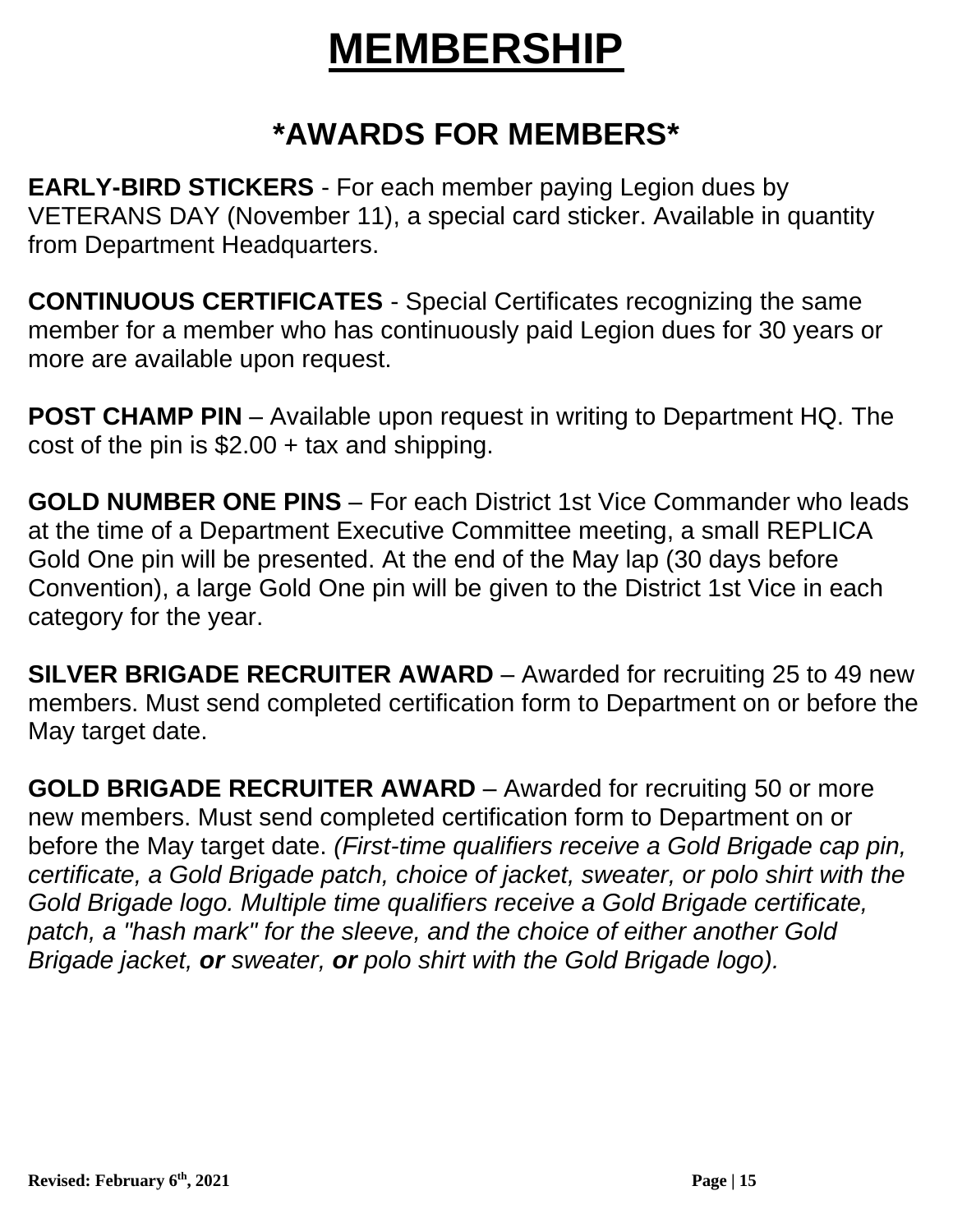# MEMBERSHIP

## *AWARDS FOR MEMBERS*

**EARLY-BIRD STICKERS** - For each member paying Legion dues by VETERANS DAY (November 11), a special card sticker. Available in quantity from Department Headquarters.

**CONTINUOUS CERTIFICATES** - Special Certificates recognizing the same member for a member who has continuously paid Legion dues for 30 years or more are available upon request.

**POST CHAMP PIN** – Available upon request in writing to Department HQ. The cost of the pin is $2.00 + tax and shipping.

**GOLD NUMBER ONE PINS** – For each District 1st Vice Commander who leads at the time of a Department Executive Committee meeting, a small REPLICA Gold One pin will be presented. At the end of the May lap (30 days before Convention), a large Gold One pin will be given to the District 1st Vice in each category for the year.

**SILVER BRIGADE RECRUITER AWARD** – Awarded for recruiting 25 to 49 new members. Must send completed certification form to Department on or before the May target date.

**GOLD BRIGADE RECRUITER AWARD** – Awarded for recruiting 50 or more new members. Must send completed certification form to Department on or before the May target date. *(First-time qualifiers receive a Gold Brigade cap pin, certificate, a Gold Brigade patch, choice of jacket, sweater, or polo shirt with the Gold Brigade logo. Multiple time qualifiers receive a Gold Brigade certificate, patch, a "hash mark" for the sleeve, and the choice of either another Gold Brigade jacket, **or** sweater, **or** polo shirt with the Gold Brigade logo).*

**Revised: February 6th, 2021**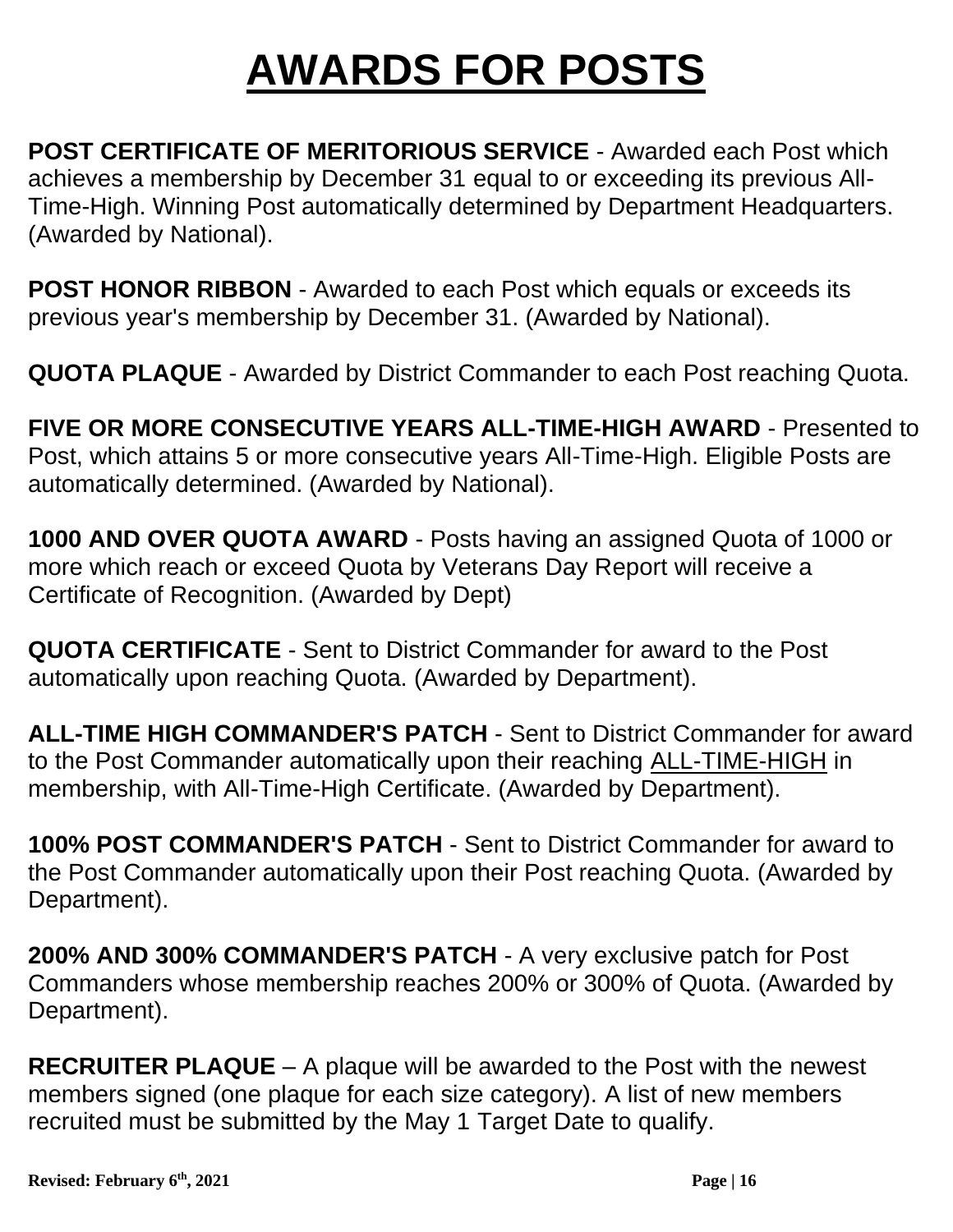# AWARDS FOR POSTS

**POST CERTIFICATE OF MERITORIOUS SERVICE** - Awarded each Post which achieves a membership by December 31 equal to or exceeding its previous All-Time-High. Winning Post automatically determined by Department Headquarters. (Awarded by National).

**POST HONOR RIBBON** - Awarded to each Post which equals or exceeds its previous year's membership by December 31. (Awarded by National).

**QUOTA PLAQUE** - Awarded by District Commander to each Post reaching Quota.

**FIVE OR MORE CONSECUTIVE YEARS ALL-TIME-HIGH AWARD** - Presented to Post, which attains 5 or more consecutive years All-Time-High. Eligible Posts are automatically determined. (Awarded by National).

**1000 AND OVER QUOTA AWARD** - Posts having an assigned Quota of 1000 or more which reach or exceed Quota by Veterans Day Report will receive a Certificate of Recognition. (Awarded by Dept)

**QUOTA CERTIFICATE** - Sent to District Commander for award to the Post automatically upon reaching Quota. (Awarded by Department).

**ALL-TIME HIGH COMMANDER'S PATCH** - Sent to District Commander for award to the Post Commander automatically upon their reaching ALL-TIME-HIGH in membership, with All-Time-High Certificate. (Awarded by Department).

**100% POST COMMANDER'S PATCH** - Sent to District Commander for award to the Post Commander automatically upon their Post reaching Quota. (Awarded by Department).

**200% AND 300% COMMANDER'S PATCH** - A very exclusive patch for Post Commanders whose membership reaches 200% or 300% of Quota. (Awarded by Department).

**RECRUITER PLAQUE** – A plaque will be awarded to the Post with the newest members signed (one plaque for each size category). A list of new members recruited must be submitted by the May 1 Target Date to qualify.

**Revised: February 6th, 2021**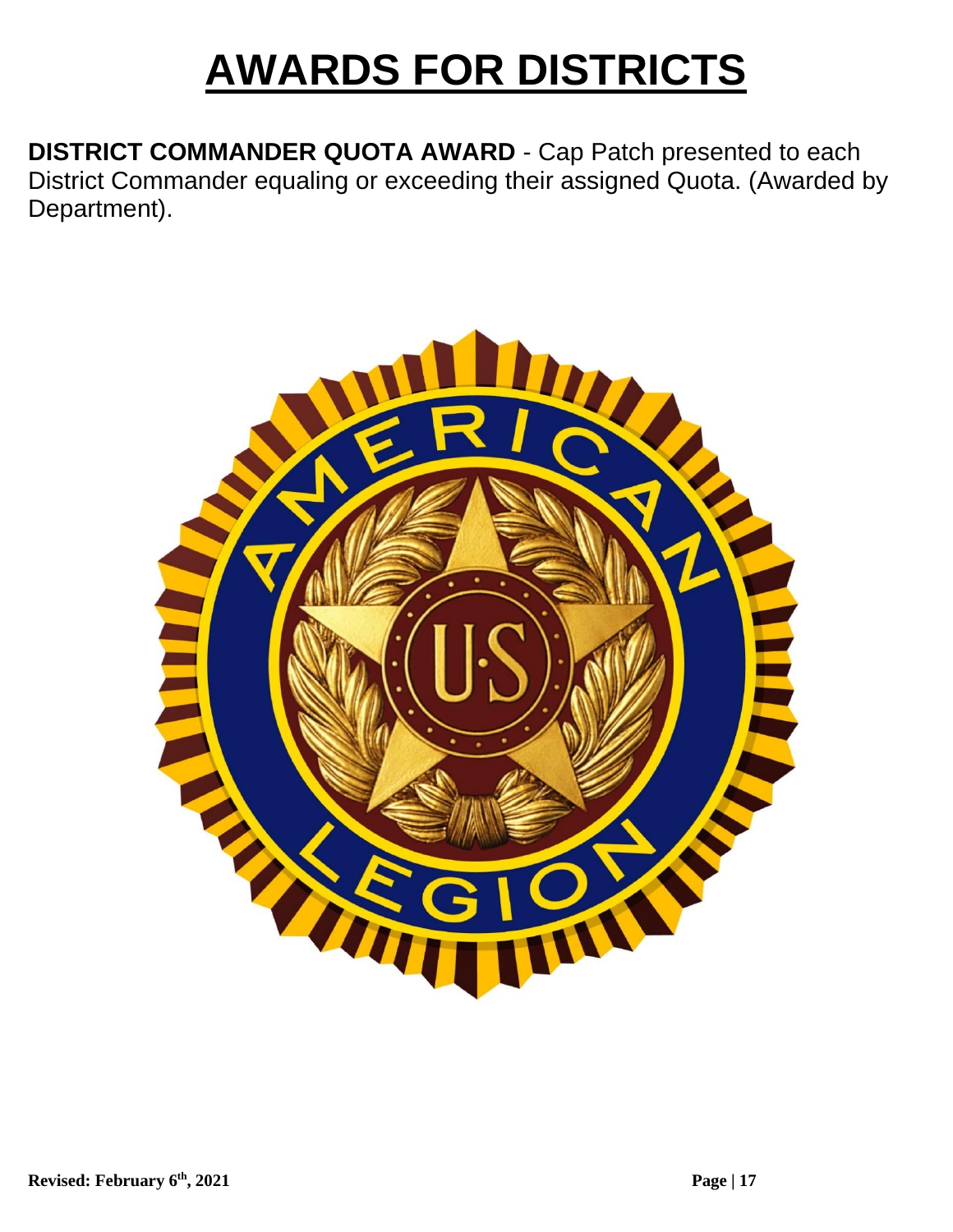# AWARDS FOR DISTRICTS

**DISTRICT COMMANDER QUOTA AWARD** - Cap Patch presented to each District Commander equaling or exceeding their assigned Quota. (Awarded by Department).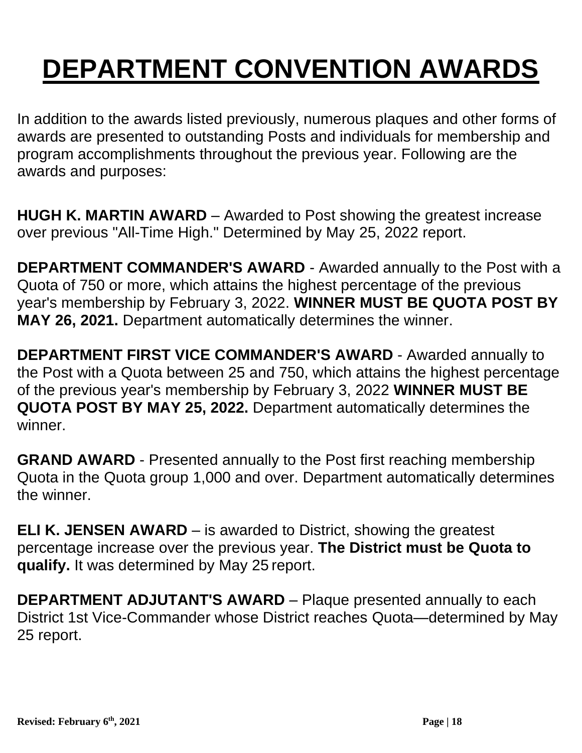# DEPARTMENT CONVENTION AWARDS

In addition to the awards listed previously, numerous plaques and other forms of awards are presented to outstanding Posts and individuals for membership and program accomplishments throughout the previous year. Following are the awards and purposes:

**HUGH K. MARTIN AWARD** – Awarded to Post showing the greatest increase over previous "All-Time High." Determined by May 25, 2022 report.

**DEPARTMENT COMMANDER'S AWARD** - Awarded annually to the Post with a Quota of 750 or more, which attains the highest percentage of the previous year's membership by February 3, 2022. **WINNER MUST BE QUOTA POST BY MAY 26, 2021.** Department automatically determines the winner.

**DEPARTMENT FIRST VICE COMMANDER'S AWARD** - Awarded annually to the Post with a Quota between 25 and 750, which attains the highest percentage of the previous year's membership by February 3, 2022 **WINNER MUST BE QUOTA POST BY MAY 25, 2022.** Department automatically determines the winner.

**GRAND AWARD** - Presented annually to the Post first reaching membership Quota in the Quota group 1,000 and over. Department automatically determines the winner.

**ELI K. JENSEN AWARD** – is awarded to District, showing the greatest percentage increase over the previous year. **The District must be Quota to qualify.** It was determined by May 25 report.

**DEPARTMENT ADJUTANT'S AWARD** – Plaque presented annually to each District 1st Vice-Commander whose District reaches Quota—determined by May 25 report.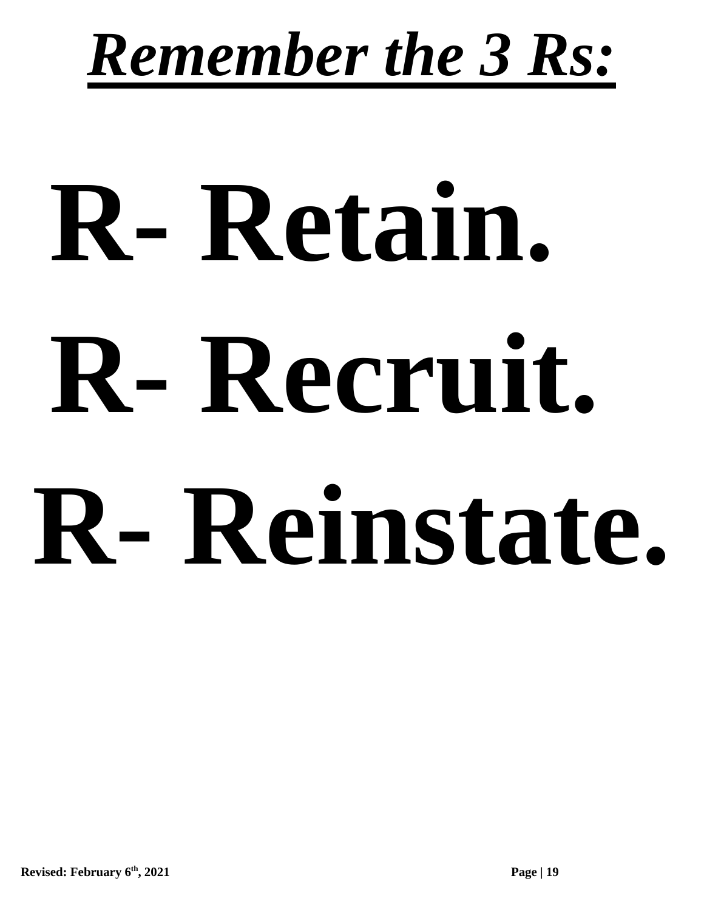# ***Remember the 3 Rs:***

# **R- Retain.**

# **R- Recruit.**

# **R- Reinstate.**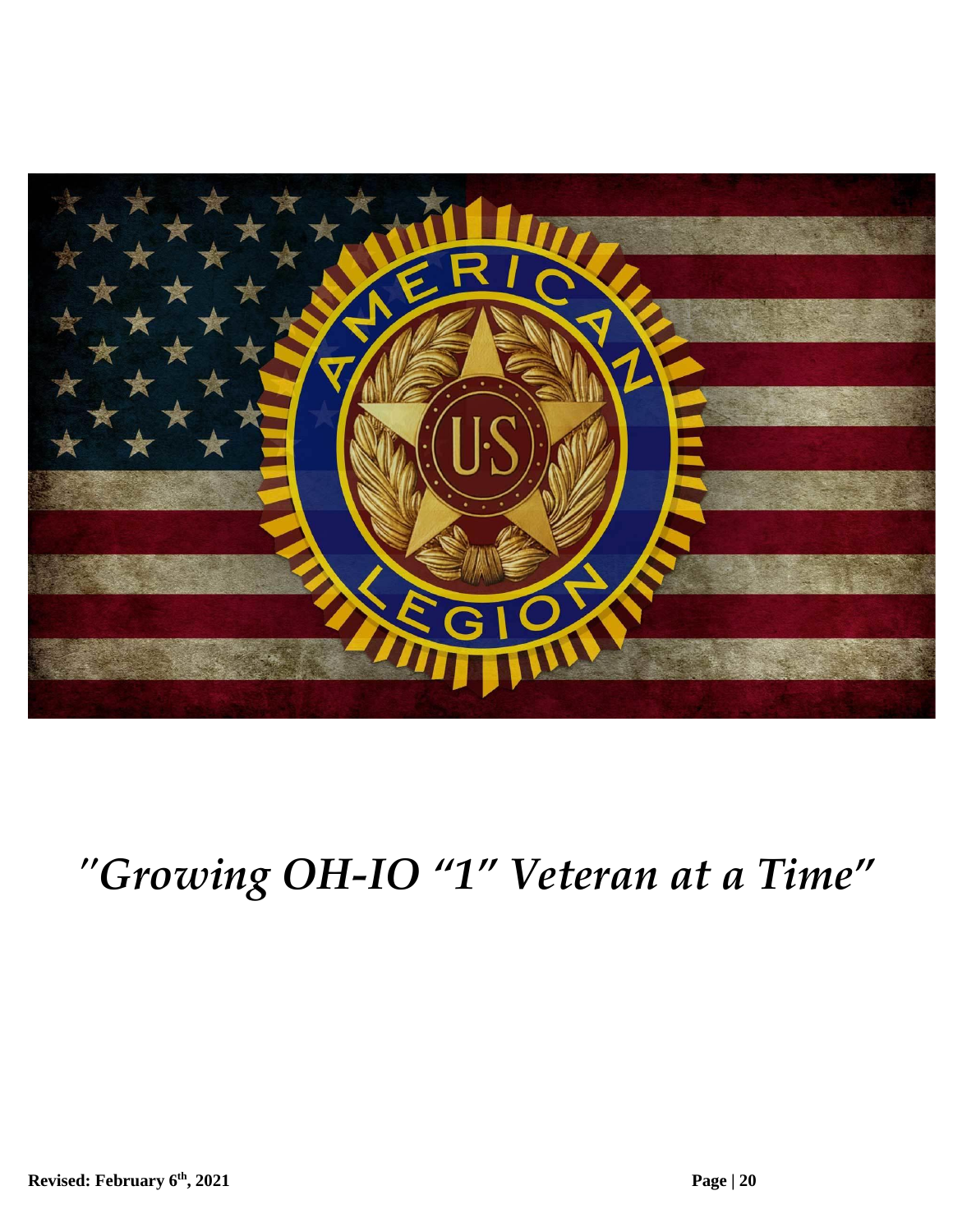*"Growing OH-IO "1" Veteran at a Time"*

**Revised: February 6th, 2021**